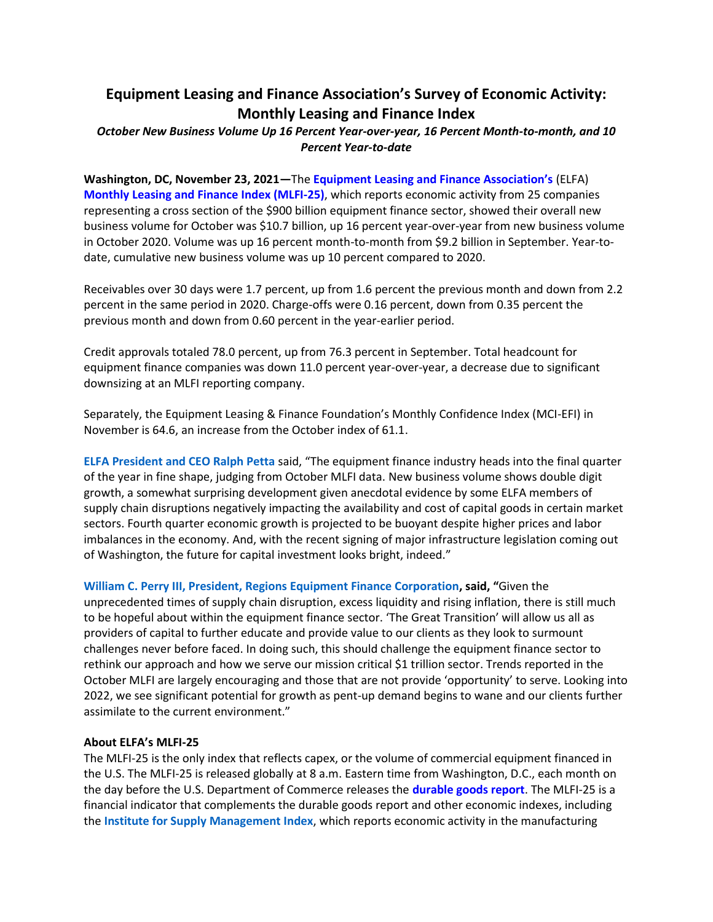# Equipment Leasing and Finance Association's Survey of Economic Activity: Monthly Leasing and Finance Index

*October New Business Volume Up 16 Percent Year-over-year, 16 Percent Month-to-month, and 10 Percent Year-to-date*

**Washington, DC, November 23, 2021—**The **Equipment Leasing and Finance Association's** (ELFA) **Monthly Leasing and Finance Index (MLFI-25)**, which reports economic activity from 25 companies representing a cross section of the $900 billion equipment finance sector, showed their overall new business volume for October was $10.7 billion, up 16 percent year-over-year from new business volume in October 2020. Volume was up 16 percent month-to-month from $9.2 billion in September. Year-to-date, cumulative new business volume was up 10 percent compared to 2020.

Receivables over 30 days were 1.7 percent, up from 1.6 percent the previous month and down from 2.2 percent in the same period in 2020. Charge-offs were 0.16 percent, down from 0.35 percent the previous month and down from 0.60 percent in the year-earlier period.

Credit approvals totaled 78.0 percent, up from 76.3 percent in September. Total headcount for equipment finance companies was down 11.0 percent year-over-year, a decrease due to significant downsizing at an MLFI reporting company.

Separately, the Equipment Leasing & Finance Foundation's Monthly Confidence Index (MCI-EFI) in November is 64.6, an increase from the October index of 61.1.

**ELFA President and CEO Ralph Petta** said, "The equipment finance industry heads into the final quarter of the year in fine shape, judging from October MLFI data. New business volume shows double digit growth, a somewhat surprising development given anecdotal evidence by some ELFA members of supply chain disruptions negatively impacting the availability and cost of capital goods in certain market sectors. Fourth quarter economic growth is projected to be buoyant despite higher prices and labor imbalances in the economy. And, with the recent signing of major infrastructure legislation coming out of Washington, the future for capital investment looks bright, indeed."

**William C. Perry III, President, Regions Equipment Finance Corporation, said, "**Given the unprecedented times of supply chain disruption, excess liquidity and rising inflation, there is still much to be hopeful about within the equipment finance sector. 'The Great Transition' will allow us all as providers of capital to further educate and provide value to our clients as they look to surmount challenges never before faced. In doing such, this should challenge the equipment finance sector to rethink our approach and how we serve our mission critical $1 trillion sector. Trends reported in the October MLFI are largely encouraging and those that are not provide 'opportunity' to serve. Looking into 2022, we see significant potential for growth as pent-up demand begins to wane and our clients further assimilate to the current environment."

**About ELFA's MLFI-25**

The MLFI-25 is the only index that reflects capex, or the volume of commercial equipment financed in the U.S. The MLFI-25 is released globally at 8 a.m. Eastern time from Washington, D.C., each month on the day before the U.S. Department of Commerce releases the **durable goods report**. The MLFI-25 is a financial indicator that complements the durable goods report and other economic indexes, including the **Institute for Supply Management Index**, which reports economic activity in the manufacturing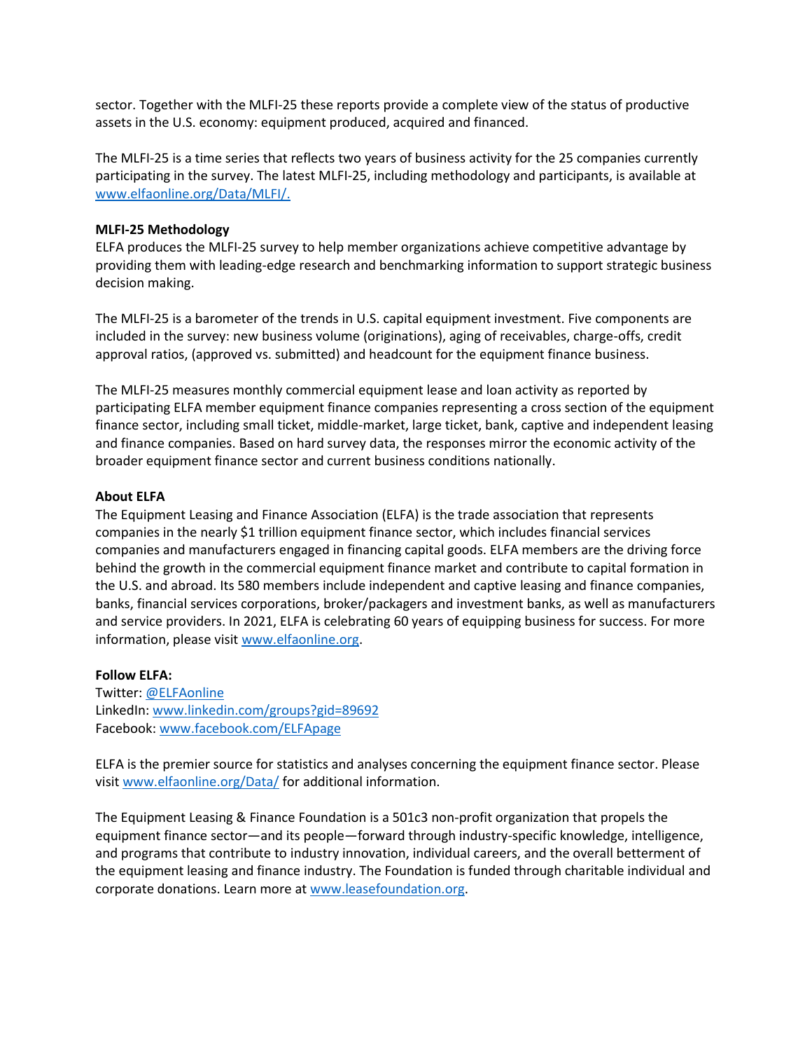sector. Together with the MLFI-25 these reports provide a complete view of the status of productive assets in the U.S. economy: equipment produced, acquired and financed.

The MLFI-25 is a time series that reflects two years of business activity for the 25 companies currently participating in the survey. The latest MLFI-25, including methodology and participants, is available at [www.elfaonline.org/Data/MLFI/.](http://www.elfaonline.org/Data/MLFI/)

**MLFI-25 Methodology**
ELFA produces the MLFI-25 survey to help member organizations achieve competitive advantage by providing them with leading-edge research and benchmarking information to support strategic business decision making.

The MLFI-25 is a barometer of the trends in U.S. capital equipment investment. Five components are included in the survey: new business volume (originations), aging of receivables, charge-offs, credit approval ratios, (approved vs. submitted) and headcount for the equipment finance business.

The MLFI-25 measures monthly commercial equipment lease and loan activity as reported by participating ELFA member equipment finance companies representing a cross section of the equipment finance sector, including small ticket, middle-market, large ticket, bank, captive and independent leasing and finance companies. Based on hard survey data, the responses mirror the economic activity of the broader equipment finance sector and current business conditions nationally.

**About ELFA**
The Equipment Leasing and Finance Association (ELFA) is the trade association that represents companies in the nearly $1 trillion equipment finance sector, which includes financial services companies and manufacturers engaged in financing capital goods. ELFA members are the driving force behind the growth in the commercial equipment finance market and contribute to capital formation in the U.S. and abroad. Its 580 members include independent and captive leasing and finance companies, banks, financial services corporations, broker/packagers and investment banks, as well as manufacturers and service providers. In 2021, ELFA is celebrating 60 years of equipping business for success. For more information, please visit [www.elfaonline.org](http://www.elfaonline.org).

**Follow ELFA:**
Twitter: @ELFAonline
LinkedIn: [www.linkedin.com/groups?gid=89692](http://www.linkedin.com/groups?gid=89692)
Facebook: [www.facebook.com/ELFApage](http://www.facebook.com/ELFApage)

ELFA is the premier source for statistics and analyses concerning the equipment finance sector. Please visit [www.elfaonline.org/Data/](http://www.elfaonline.org/Data/) for additional information.

The Equipment Leasing & Finance Foundation is a 501c3 non-profit organization that propels the equipment finance sector—and its people—forward through industry-specific knowledge, intelligence, and programs that contribute to industry innovation, individual careers, and the overall betterment of the equipment leasing and finance industry. The Foundation is funded through charitable individual and corporate donations. Learn more at [www.leasefoundation.org](http://www.leasefoundation.org).